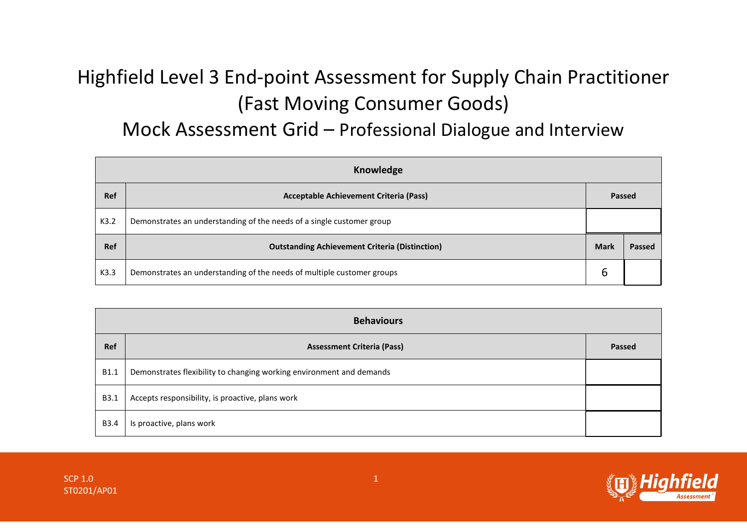# Highfield Level 3 End-point Assessment for Supply Chain Practitioner (Fast Moving Consumer Goods)

## Mock Assessment Grid – Professional Dialogue and Interview

| Knowledge | | | |
|---|---|---|---|
| **Ref** | **Acceptable Achievement Criteria (Pass)** | **Passed** | |
| K3.2 | Demonstrates an understanding of the needs of a single customer group | | |
| **Ref** | **Outstanding Achievement Criteria (Distinction)** | **Mark** | **Passed** |
| K3.3 | Demonstrates an understanding of the needs of multiple customer groups | 6 | |

| Behaviours | | |
|---|---|---|
| **Ref** | **Assessment Criteria (Pass)** | **Passed** |
| B1.1 | Demonstrates flexibility to changing working environment and demands | |
| B3.1 | Accepts responsibility, is proactive, plans work | |
| B3.4 | Is proactive, plans work | |

SCP 1.0
ST0201/AP01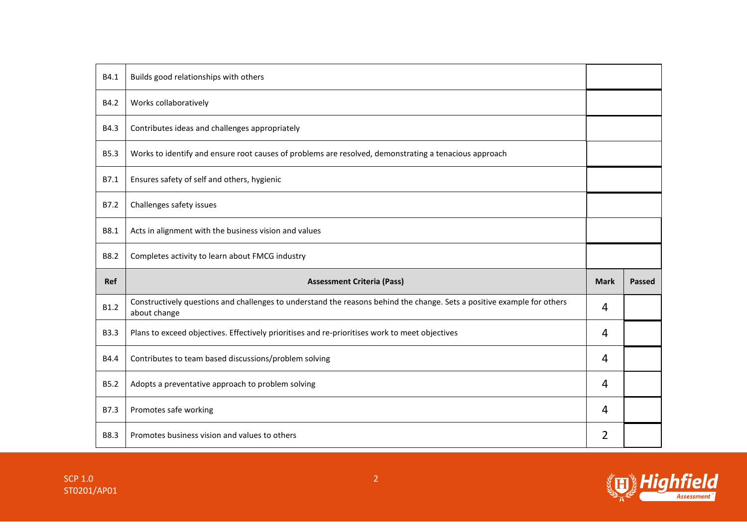| | | | |
|---|---|---|---|
| B4.1 | Builds good relationships with others | | |
| B4.2 | Works collaboratively | | |
| B4.3 | Contributes ideas and challenges appropriately | | |
| B5.3 | Works to identify and ensure root causes of problems are resolved, demonstrating a tenacious approach | | |
| B7.1 | Ensures safety of self and others, hygienic | | |
| B7.2 | Challenges safety issues | | |
| B8.1 | Acts in alignment with the business vision and values | | |
| B8.2 | Completes activity to learn about FMCG industry | | |
| **Ref** | **Assessment Criteria (Pass)** | **Mark** | **Passed** |
| B1.2 | Constructively questions and challenges to understand the reasons behind the change. Sets a positive example for others about change | 4 | |
| B3.3 | Plans to exceed objectives. Effectively prioritises and re-prioritises work to meet objectives | 4 | |
| B4.4 | Contributes to team based discussions/problem solving | 4 | |
| B5.2 | Adopts a preventative approach to problem solving | 4 | |
| B7.3 | Promotes safe working | 4 | |
| B8.3 | Promotes business vision and values to others | 2 | |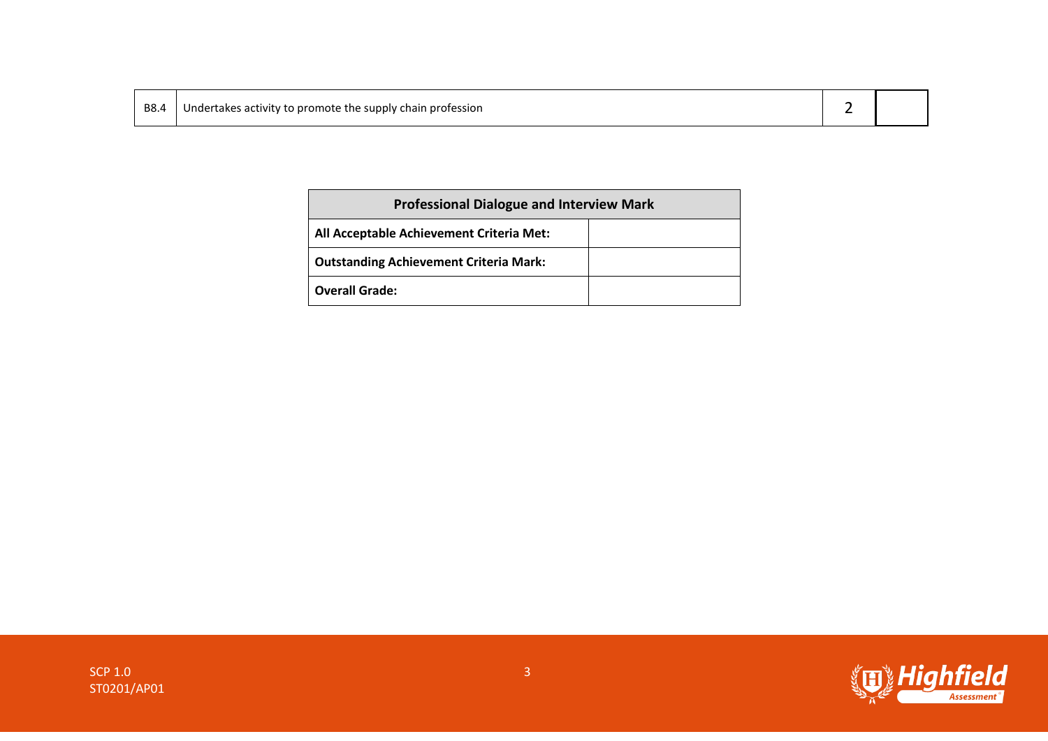| | | | |
|---|---|---|---|
| B8.4 | Undertakes activity to promote the supply chain profession | 2 | |

| Professional Dialogue and Interview Mark | |
|---|---|
| **All Acceptable Achievement Criteria Met:** | |
| **Outstanding Achievement Criteria Mark:** | |
| **Overall Grade:** | |